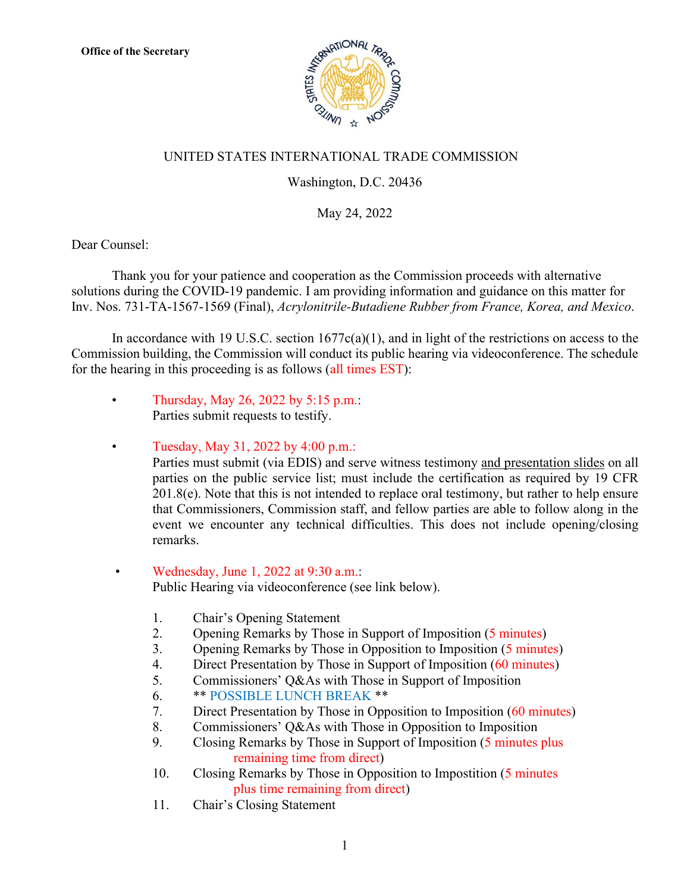Office of the Secretary

UNITED STATES INTERNATIONAL TRADE COMMISSION

Washington, D.C. 20436

May 24, 2022

Dear Counsel:

Thank you for your patience and cooperation as the Commission proceeds with alternative solutions during the COVID-19 pandemic. I am providing information and guidance on this matter for Inv. Nos. 731-TA-1567-1569 (Final), *Acrylonitrile-Butadiene Rubber from France, Korea, and Mexico*.

In accordance with 19 U.S.C. section 1677c(a)(1), and in light of the restrictions on access to the Commission building, the Commission will conduct its public hearing via videoconference. The schedule for the hearing in this proceeding is as follows (all times EST):

- Thursday, May 26, 2022 by 5:15 p.m.:
  Parties submit requests to testify.

- Tuesday, May 31, 2022 by 4:00 p.m.:
  Parties must submit (via EDIS) and serve witness testimony and presentation slides on all parties on the public service list; must include the certification as required by 19 CFR 201.8(e). Note that this is not intended to replace oral testimony, but rather to help ensure that Commissioners, Commission staff, and fellow parties are able to follow along in the event we encounter any technical difficulties. This does not include opening/closing remarks.

- Wednesday, June 1, 2022 at 9:30 a.m.:
  Public Hearing via videoconference (see link below).

  1. Chair's Opening Statement
  2. Opening Remarks by Those in Support of Imposition (5 minutes)
  3. Opening Remarks by Those in Opposition to Imposition (5 minutes)
  4. Direct Presentation by Those in Support of Imposition (60 minutes)
  5. Commissioners' Q&As with Those in Support of Imposition
  6. ** POSSIBLE LUNCH BREAK **
  7. Direct Presentation by Those in Opposition to Imposition (60 minutes)
  8. Commissioners' Q&As with Those in Opposition to Imposition
  9. Closing Remarks by Those in Support of Imposition (5 minutes plus remaining time from direct)
  10. Closing Remarks by Those in Opposition to Impostition (5 minutes plus time remaining from direct)
  11. Chair's Closing Statement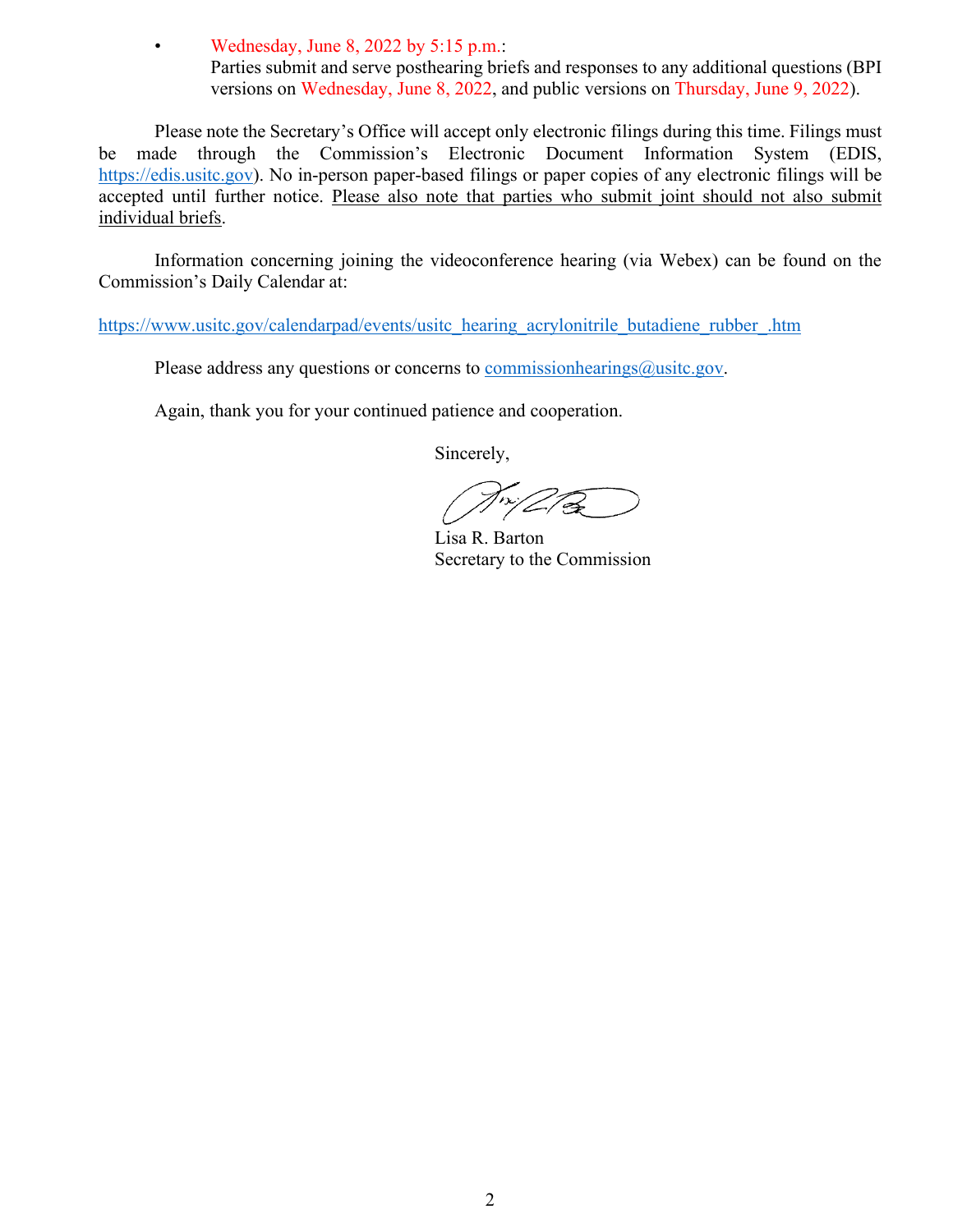- Wednesday, June 8, 2022 by 5:15 p.m.:
  Parties submit and serve posthearing briefs and responses to any additional questions (BPI versions on Wednesday, June 8, 2022, and public versions on Thursday, June 9, 2022).

Please note the Secretary's Office will accept only electronic filings during this time. Filings must be made through the Commission's Electronic Document Information System (EDIS, https://edis.usitc.gov). No in-person paper-based filings or paper copies of any electronic filings will be accepted until further notice. Please also note that parties who submit joint should not also submit individual briefs.

Information concerning joining the videoconference hearing (via Webex) can be found on the Commission's Daily Calendar at:

https://www.usitc.gov/calendarpad/events/usitc_hearing_acrylonitrile_butadiene_rubber_.htm

Please address any questions or concerns to commissionhearings@usitc.gov.

Again, thank you for your continued patience and cooperation.

Sincerely,

Lisa R. Barton
Secretary to the Commission